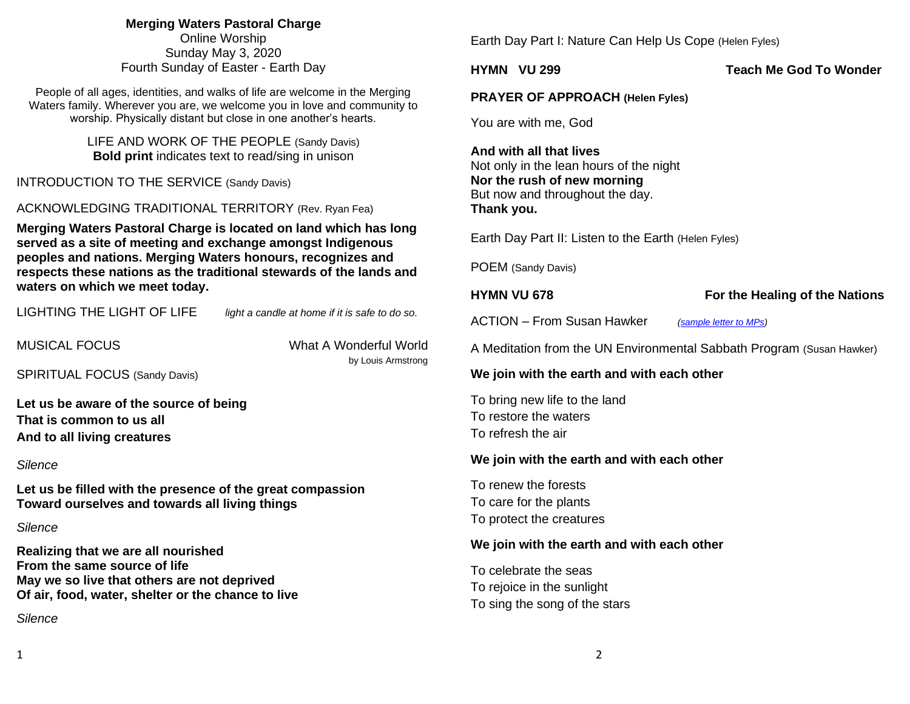**Merging Waters Pastoral Charge**
Online Worship
Sunday May 3, 2020
Fourth Sunday of Easter - Earth Day

People of all ages, identities, and walks of life are welcome in the Merging Waters family. Wherever you are, we welcome you in love and community to worship. Physically distant but close in one another's hearts.

LIFE AND WORK OF THE PEOPLE (Sandy Davis)
**Bold print** indicates text to read/sing in unison

INTRODUCTION TO THE SERVICE (Sandy Davis)

ACKNOWLEDGING TRADITIONAL TERRITORY (Rev. Ryan Fea)

**Merging Waters Pastoral Charge is located on land which has long served as a site of meeting and exchange amongst Indigenous peoples and nations. Merging Waters honours, recognizes and respects these nations as the traditional stewards of the lands and waters on which we meet today.**

LIGHTING THE LIGHT OF LIFE *light a candle at home if it is safe to do so.*

MUSICAL FOCUS — What A Wonderful World
by Louis Armstrong

SPIRITUAL FOCUS (Sandy Davis)

**Let us be aware of the source of being**
**That is common to us all**
**And to all living creatures**

*Silence*

**Let us be filled with the presence of the great compassion**
**Toward ourselves and towards all living things**

*Silence*

**Realizing that we are all nourished**
**From the same source of life**
**May we so live that others are not deprived**
**Of air, food, water, shelter or the chance to live**

*Silence*

Earth Day Part I: Nature Can Help Us Cope (Helen Fyles)

**HYMN VU 299 — Teach Me God To Wonder**

**PRAYER OF APPROACH (Helen Fyles)**

You are with me, God

**And with all that lives**
Not only in the lean hours of the night
**Nor the rush of new morning**
But now and throughout the day.
**Thank you.**

Earth Day Part II: Listen to the Earth (Helen Fyles)

POEM (Sandy Davis)

**HYMN VU 678 — For the Healing of the Nations**

ACTION – From Susan Hawker *(sample letter to MPs)*

A Meditation from the UN Environmental Sabbath Program (Susan Hawker)

**We join with the earth and with each other**

To bring new life to the land
To restore the waters
To refresh the air

**We join with the earth and with each other**

To renew the forests
To care for the plants
To protect the creatures

**We join with the earth and with each other**

To celebrate the seas
To rejoice in the sunlight
To sing the song of the stars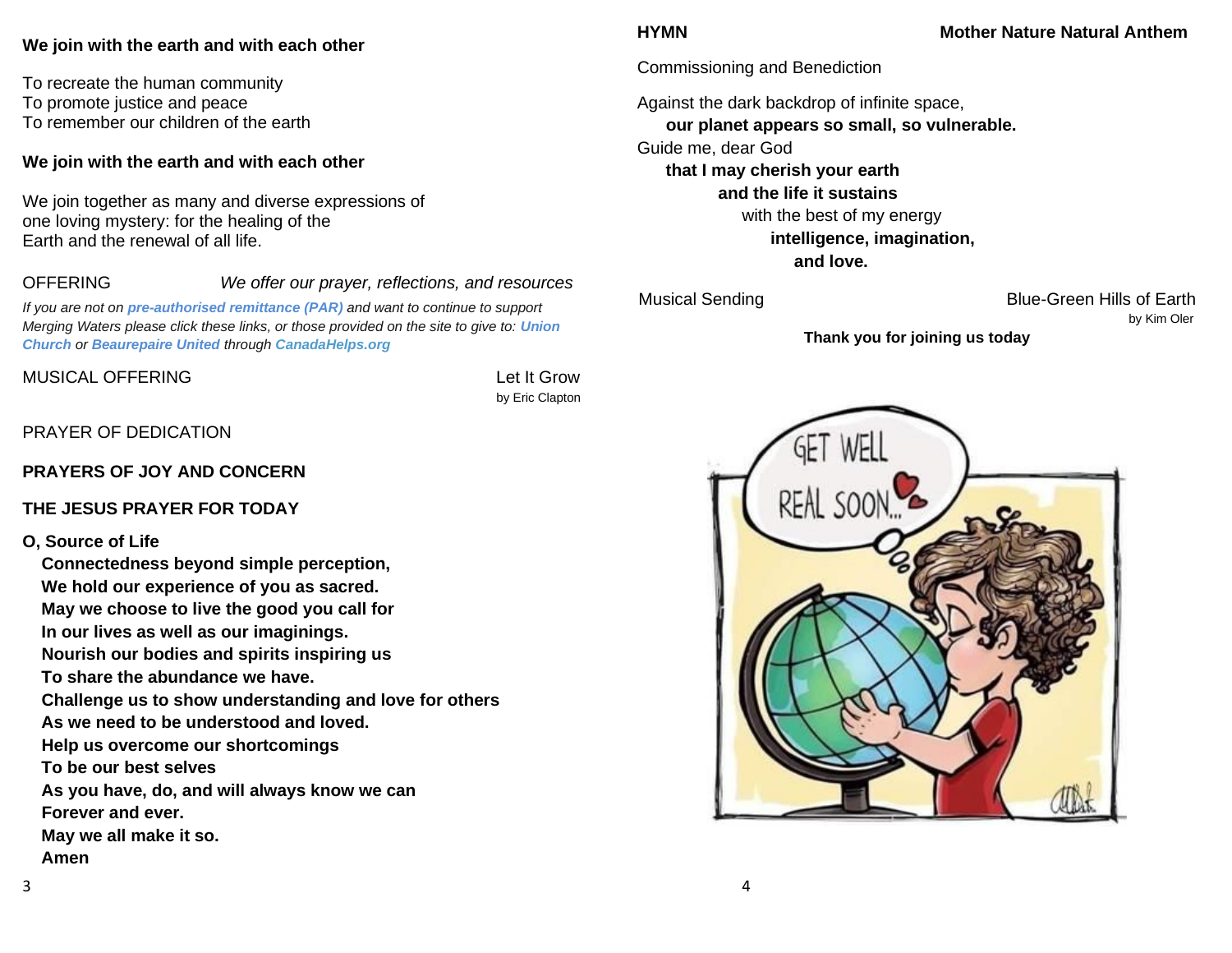**We join with the earth and with each other**

To recreate the human community
To promote justice and peace
To remember our children of the earth

**We join with the earth and with each other**

We join together as many and diverse expressions of one loving mystery: for the healing of the Earth and the renewal of all life.

OFFERING *We offer our prayer, reflections, and resources*

*If you are not on* ***pre-authorised remittance (PAR)*** *and want to continue to support Merging Waters please click these links, or those provided on the site to give to:* ***Union Church*** *or* ***Beaurepaire United*** *through* ***CanadaHelps.org***

MUSICAL OFFERING Let It Grow
by Eric Clapton

PRAYER OF DEDICATION

**PRAYERS OF JOY AND CONCERN**

**THE JESUS PRAYER FOR TODAY**

**O, Source of Life**
**Connectedness beyond simple perception,**
**We hold our experience of you as sacred.**
**May we choose to live the good you call for**
**In our lives as well as our imaginings.**
**Nourish our bodies and spirits inspiring us**
**To share the abundance we have.**
**Challenge us to show understanding and love for others**
**As we need to be understood and loved.**
**Help us overcome our shortcomings**
**To be our best selves**
**As you have, do, and will always know we can**
**Forever and ever.**
**May we all make it so.**
**Amen**

**HYMN** **Mother Nature Natural Anthem**

Commissioning and Benediction

Against the dark backdrop of infinite space,
**our planet appears so small, so vulnerable.**
Guide me, dear God
**that I may cherish your earth**
**and the life it sustains**
with the best of my energy
**intelligence, imagination,**
**and love.**

Musical Sending Blue-Green Hills of Earth
by Kim Oler

**Thank you for joining us today**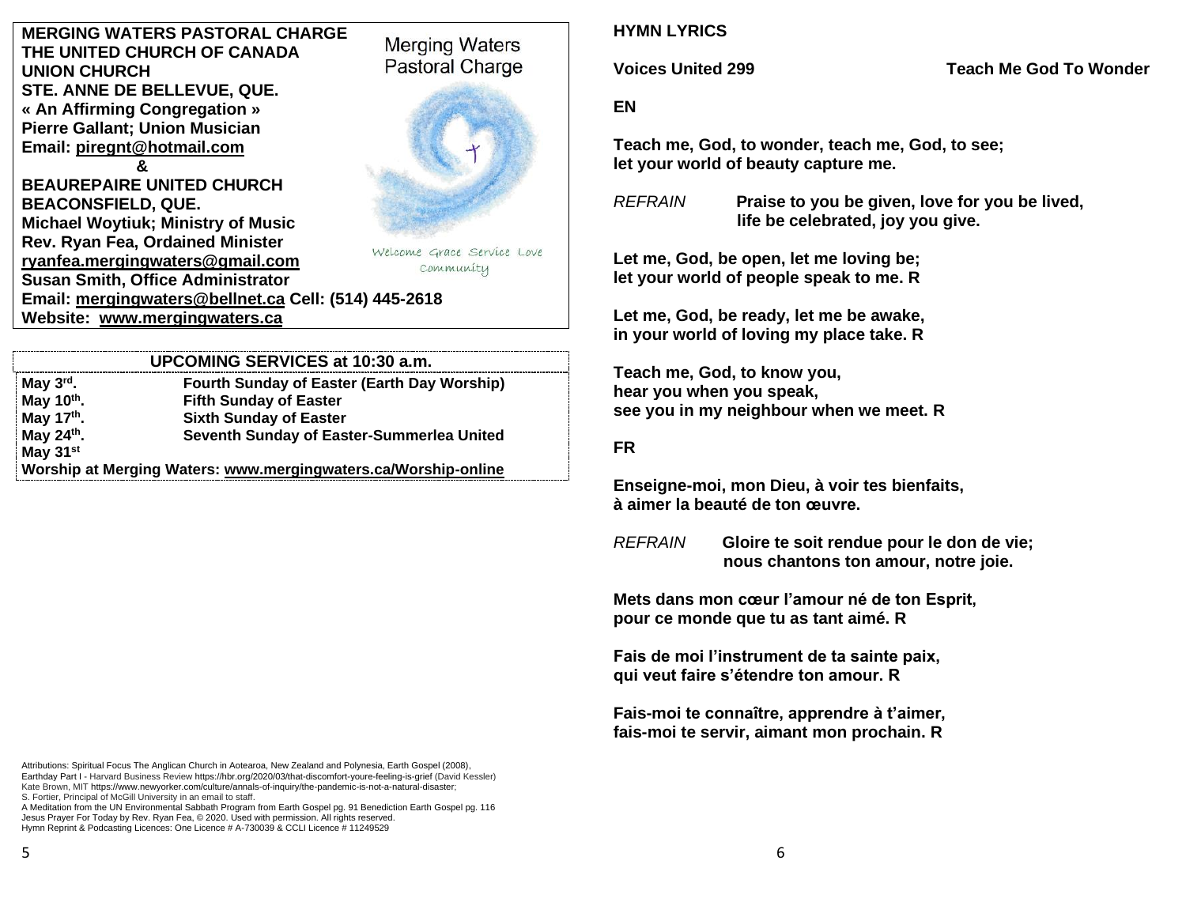**MERGING WATERS PASTORAL CHARGE**
**THE UNITED CHURCH OF CANADA**
**UNION CHURCH**
**STE. ANNE DE BELLEVUE, QUE.**
**« An Affirming Congregation »**
**Pierre Gallant; Union Musician**
**Email: piregnt@hotmail.com**
**&**
**BEAUREPAIRE UNITED CHURCH**
**BEACONSFIELD, QUE.**
**Michael Woytiuk; Ministry of Music**
**Rev. Ryan Fea, Ordained Minister**
**ryanfea.mergingwaters@gmail.com**
**Susan Smith, Office Administrator**
**Email: mergingwaters@bellnet.ca Cell: (514) 445-2618**
**Website: www.mergingwaters.ca**

Merging Waters Pastoral Charge

Welcome Grace Service Love Community

| UPCOMING SERVICES at 10:30 a.m. | |
|---|---|
| **May 3rd.** | **Fourth Sunday of Easter (Earth Day Worship)** |
| **May 10th.** | **Fifth Sunday of Easter** |
| **May 17th.** | **Sixth Sunday of Easter** |
| **May 24th.** | **Seventh Sunday of Easter-Summerlea United** |
| **May 31st** | |
| **Worship at Merging Waters: www.mergingwaters.ca/Worship-online** | |

Attributions: Spiritual Focus The Anglican Church in Aotearoa, New Zealand and Polynesia, Earth Gospel (2008),
Earthday Part I - Harvard Business Review https://hbr.org/2020/03/that-discomfort-youre-feeling-is-grief (David Kessler)
Kate Brown, MIT https://www.newyorker.com/culture/annals-of-inquiry/the-pandemic-is-not-a-natural-disaster;
S. Fortier, Principal of McGill University in an email to staff.
A Meditation from the UN Environmental Sabbath Program from Earth Gospel pg. 91 Benediction Earth Gospel pg. 116
Jesus Prayer For Today by Rev. Ryan Fea, © 2020. Used with permission. All rights reserved.
Hymn Reprint & Podcasting Licences: One Licence # A-730039 & CCLI Licence # 11249529

## HYMN LYRICS

**Voices United 299 — Teach Me God To Wonder**

**EN**

**Teach me, God, to wonder, teach me, God, to see;**
**let your world of beauty capture me.**

*REFRAIN* **Praise to you be given, love for you be lived,**
**life be celebrated, joy you give.**

**Let me, God, be open, let me loving be;**
**let your world of people speak to me. R**

**Let me, God, be ready, let me be awake,**
**in your world of loving my place take. R**

**Teach me, God, to know you,**
**hear you when you speak,**
**see you in my neighbour when we meet. R**

**FR**

**Enseigne-moi, mon Dieu, à voir tes bienfaits,**
**à aimer la beauté de ton œuvre.**

*REFRAIN* **Gloire te soit rendue pour le don de vie;**
**nous chantons ton amour, notre joie.**

**Mets dans mon cœur l'amour né de ton Esprit,**
**pour ce monde que tu as tant aimé. R**

**Fais de moi l'instrument de ta sainte paix,**
**qui veut faire s'étendre ton amour. R**

**Fais-moi te connaître, apprendre à t'aimer,**
**fais-moi te servir, aimant mon prochain. R**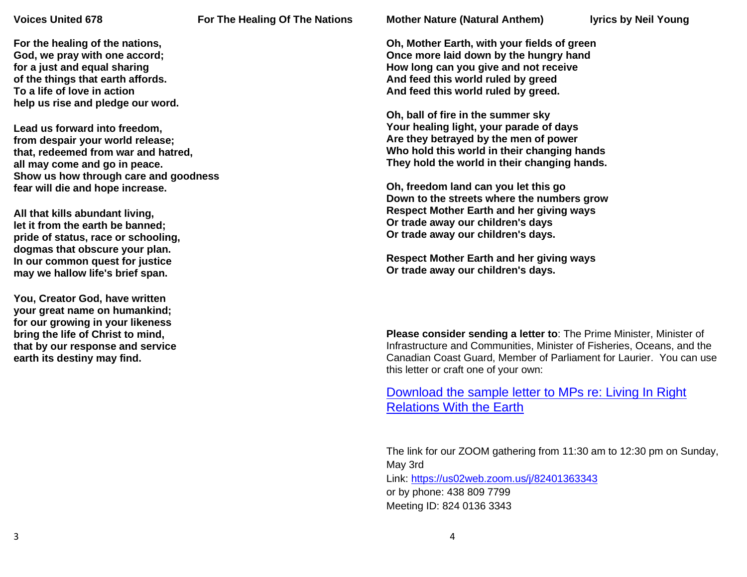**Voices United 678** **For The Healing Of The Nations**

**For the healing of the nations,**
**God, we pray with one accord;**
**for a just and equal sharing**
**of the things that earth affords.**
**To a life of love in action**
**help us rise and pledge our word.**

**Lead us forward into freedom,**
**from despair your world release;**
**that, redeemed from war and hatred,**
**all may come and go in peace.**
**Show us how through care and goodness**
**fear will die and hope increase.**

**All that kills abundant living,**
**let it from the earth be banned;**
**pride of status, race or schooling,**
**dogmas that obscure your plan.**
**In our common quest for justice**
**may we hallow life's brief span.**

**You, Creator God, have written**
**your great name on humankind;**
**for our growing in your likeness**
**bring the life of Christ to mind,**
**that by our response and service**
**earth its destiny may find.**

**Mother Nature (Natural Anthem)** **lyrics by Neil Young**

**Oh, Mother Earth, with your fields of green**
**Once more laid down by the hungry hand**
**How long can you give and not receive**
**And feed this world ruled by greed**
**And feed this world ruled by greed.**

**Oh, ball of fire in the summer sky**
**Your healing light, your parade of days**
**Are they betrayed by the men of power**
**Who hold this world in their changing hands**
**They hold the world in their changing hands.**

**Oh, freedom land can you let this go**
**Down to the streets where the numbers grow**
**Respect Mother Earth and her giving ways**
**Or trade away our children's days**
**Or trade away our children's days.**

**Respect Mother Earth and her giving ways**
**Or trade away our children's days.**

**Please consider sending a letter to**: The Prime Minister, Minister of Infrastructure and Communities, Minister of Fisheries, Oceans, and the Canadian Coast Guard, Member of Parliament for Laurier. You can use this letter or craft one of your own:

Download the sample letter to MPs re: Living In Right Relations With the Earth

The link for our ZOOM gathering from 11:30 am to 12:30 pm on Sunday, May 3rd
Link: https://us02web.zoom.us/j/82401363343
or by phone: 438 809 7799
Meeting ID: 824 0136 3343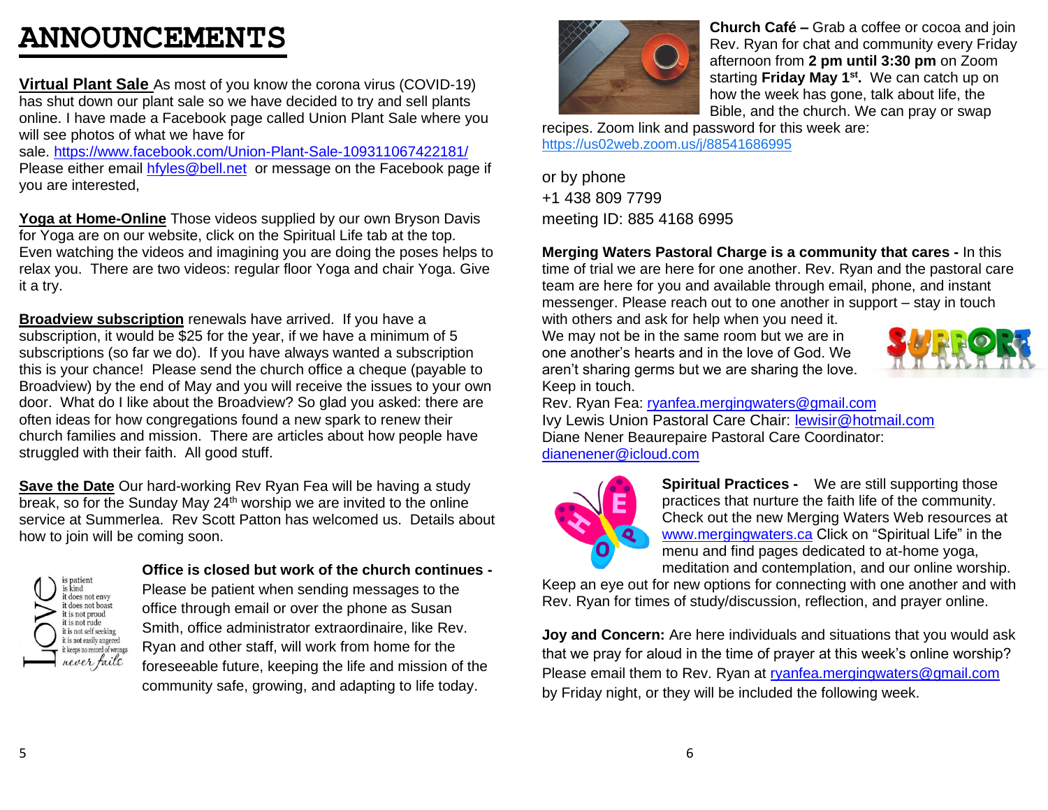# ANNOUNCEMENTS

**Virtual Plant Sale** As most of you know the corona virus (COVID-19) has shut down our plant sale so we have decided to try and sell plants online. I have made a Facebook page called Union Plant Sale where you will see photos of what we have for sale. https://www.facebook.com/Union-Plant-Sale-109311067422181/ Please either email hfyles@bell.net or message on the Facebook page if you are interested,

**Yoga at Home-Online** Those videos supplied by our own Bryson Davis for Yoga are on our website, click on the Spiritual Life tab at the top. Even watching the videos and imagining you are doing the poses helps to relax you. There are two videos: regular floor Yoga and chair Yoga. Give it a try.

**Broadview subscription** renewals have arrived. If you have a subscription, it would be $25 for the year, if we have a minimum of 5 subscriptions (so far we do). If you have always wanted a subscription this is your chance! Please send the church office a cheque (payable to Broadview) by the end of May and you will receive the issues to your own door. What do I like about the Broadview? So glad you asked: there are often ideas for how congregations found a new spark to renew their church families and mission. There are articles about how people have struggled with their faith. All good stuff.

**Save the Date** Our hard-working Rev Ryan Fea will be having a study break, so for the Sunday May 24th worship we are invited to the online service at Summerlea. Rev Scott Patton has welcomed us. Details about how to join will be coming soon.

**Office is closed but work of the church continues -** Please be patient when sending messages to the office through email or over the phone as Susan Smith, office administrator extraordinaire, like Rev. Ryan and other staff, will work from home for the foreseeable future, keeping the life and mission of the community safe, growing, and adapting to life today.

**Church Café –** Grab a coffee or cocoa and join Rev. Ryan for chat and community every Friday afternoon from **2 pm until 3:30 pm** on Zoom starting **Friday May 1st.** We can catch up on how the week has gone, talk about life, the Bible, and the church. We can pray or swap recipes. Zoom link and password for this week are: https://us02web.zoom.us/j/88541686995

or by phone
+1 438 809 7799
meeting ID: 885 4168 6995

**Merging Waters Pastoral Charge is a community that cares -** In this time of trial we are here for one another. Rev. Ryan and the pastoral care team are here for you and available through email, phone, and instant messenger. Please reach out to one another in support – stay in touch with others and ask for help when you need it. We may not be in the same room but we are in one another's hearts and in the love of God. We aren't sharing germs but we are sharing the love. Keep in touch.
Rev. Ryan Fea: ryanfea.mergingwaters@gmail.com
Ivy Lewis Union Pastoral Care Chair: lewisir@hotmail.com
Diane Nener Beaurepaire Pastoral Care Coordinator: dianenener@icloud.com

**Spiritual Practices -** We are still supporting those practices that nurture the faith life of the community. Check out the new Merging Waters Web resources at www.mergingwaters.ca Click on "Spiritual Life" in the menu and find pages dedicated to at-home yoga, meditation and contemplation, and our online worship. Keep an eye out for new options for connecting with one another and with Rev. Ryan for times of study/discussion, reflection, and prayer online.

**Joy and Concern:** Are here individuals and situations that you would ask that we pray for aloud in the time of prayer at this week's online worship? Please email them to Rev. Ryan at ryanfea.mergingwaters@gmail.com by Friday night, or they will be included the following week.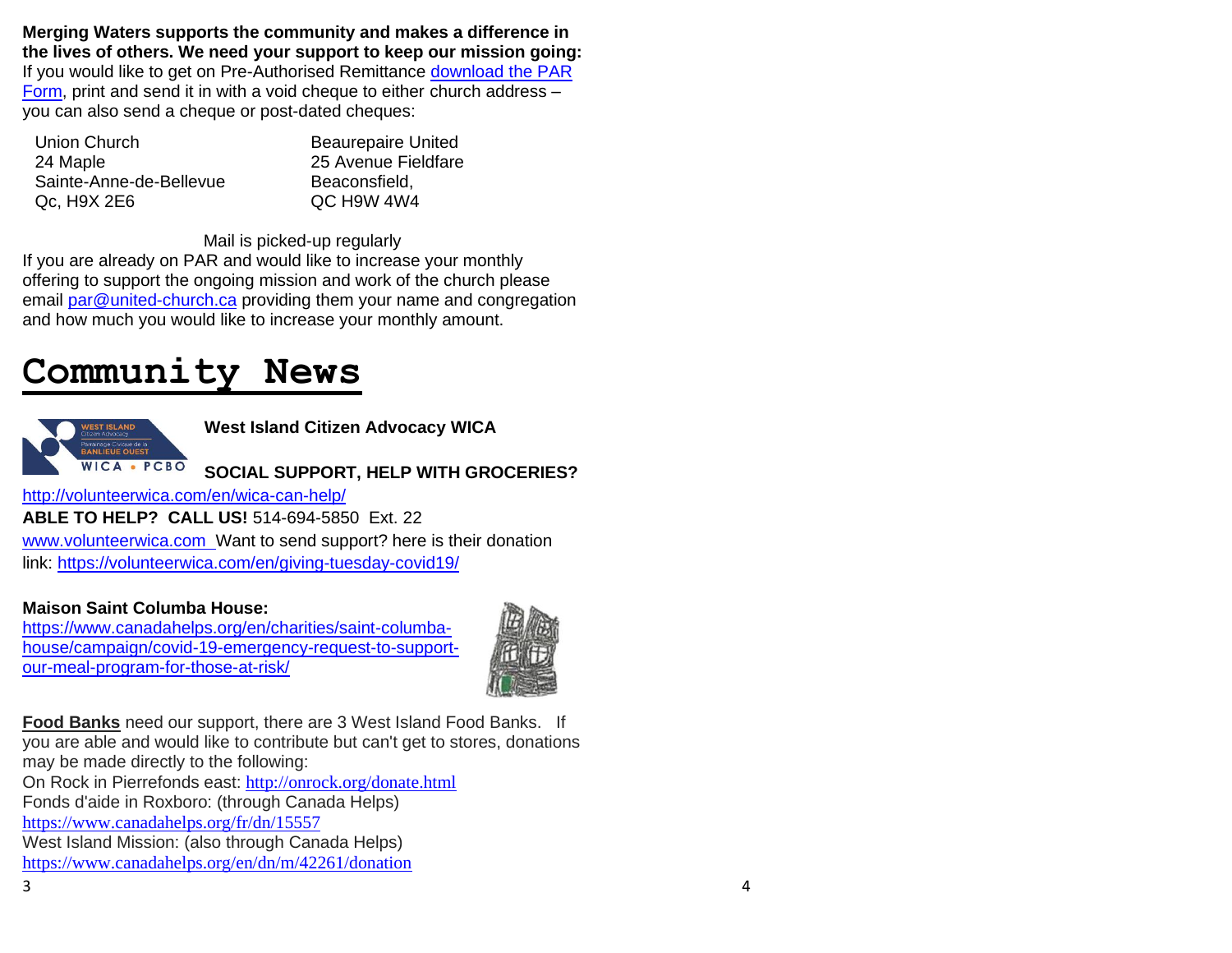**Merging Waters supports the community and makes a difference in the lives of others. We need your support to keep our mission going:** If you would like to get on Pre-Authorised Remittance download the PAR Form, print and send it in with a void cheque to either church address – you can also send a cheque or post-dated cheques:

| | |
|---|---|
| Union Church | Beaurepaire United |
| 24 Maple | 25 Avenue Fieldfare |
| Sainte-Anne-de-Bellevue | Beaconsfield, |
| Qc, H9X 2E6 | QC H9W 4W4 |

Mail is picked-up regularly

If you are already on PAR and would like to increase your monthly offering to support the ongoing mission and work of the church please email par@united-church.ca providing them your name and congregation and how much you would like to increase your monthly amount.

# Community News

**West Island Citizen Advocacy WICA**

**SOCIAL SUPPORT, HELP WITH GROCERIES?**

http://volunteerwica.com/en/wica-can-help/

**ABLE TO HELP? CALL US!** 514-694-5850 Ext. 22

www.volunteerwica.com Want to send support? here is their donation link: https://volunteerwica.com/en/giving-tuesday-covid19/

**Maison Saint Columba House:**

https://www.canadahelps.org/en/charities/saint-columba-house/campaign/covid-19-emergency-request-to-support-our-meal-program-for-those-at-risk/

**Food Banks** need our support, there are 3 West Island Food Banks. If you are able and would like to contribute but can't get to stores, donations may be made directly to the following:

On Rock in Pierrefonds east: http://onrock.org/donate.html

Fonds d'aide in Roxboro: (through Canada Helps) https://www.canadahelps.org/fr/dn/15557

West Island Mission: (also through Canada Helps) https://www.canadahelps.org/en/dn/m/42261/donation